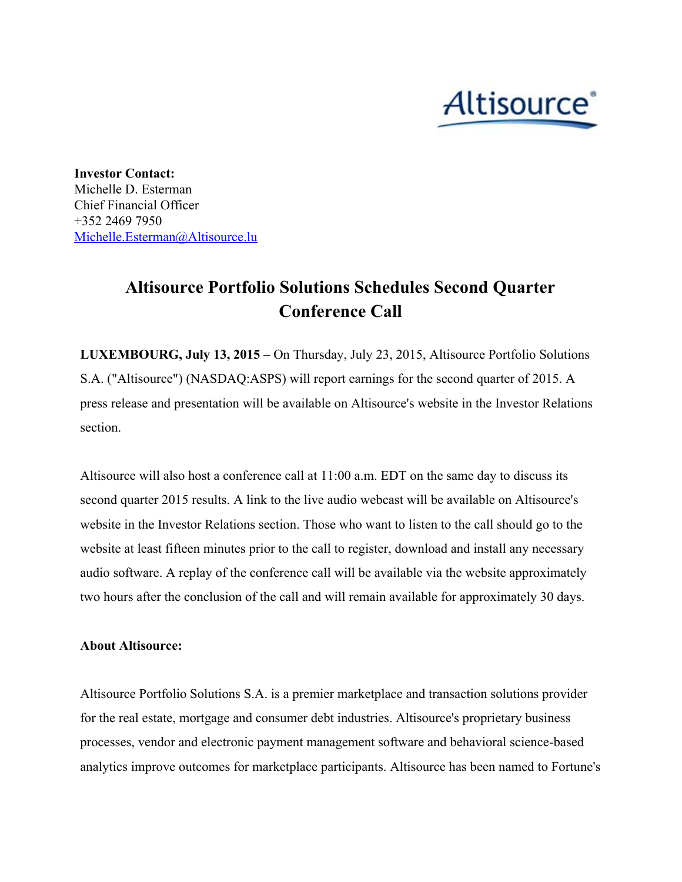**Investor Contact:**
Michelle D. Esterman
Chief Financial Officer
+352 2469 7950
Michelle.Esterman@Altisource.lu

# Altisource Portfolio Solutions Schedules Second Quarter Conference Call

**LUXEMBOURG, July 13, 2015** – On Thursday, July 23, 2015, Altisource Portfolio Solutions S.A. ("Altisource") (NASDAQ:ASPS) will report earnings for the second quarter of 2015. A press release and presentation will be available on Altisource's website in the Investor Relations section.

Altisource will also host a conference call at 11:00 a.m. EDT on the same day to discuss its second quarter 2015 results. A link to the live audio webcast will be available on Altisource's website in the Investor Relations section. Those who want to listen to the call should go to the website at least fifteen minutes prior to the call to register, download and install any necessary audio software. A replay of the conference call will be available via the website approximately two hours after the conclusion of the call and will remain available for approximately 30 days.

**About Altisource:**

Altisource Portfolio Solutions S.A. is a premier marketplace and transaction solutions provider for the real estate, mortgage and consumer debt industries. Altisource's proprietary business processes, vendor and electronic payment management software and behavioral science-based analytics improve outcomes for marketplace participants. Altisource has been named to Fortune's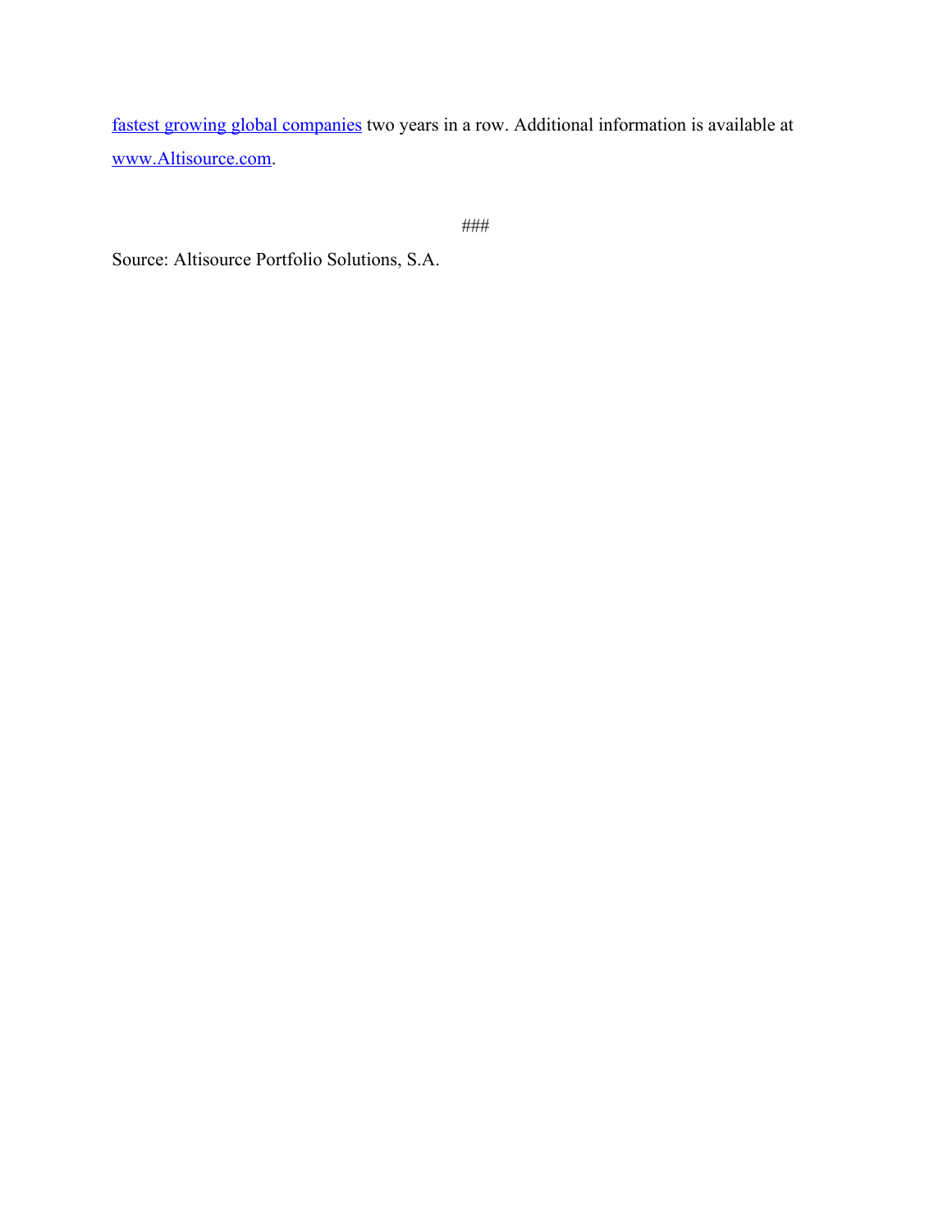fastest growing global companies two years in a row. Additional information is available at www.Altisource.com.

###

Source: Altisource Portfolio Solutions, S.A.